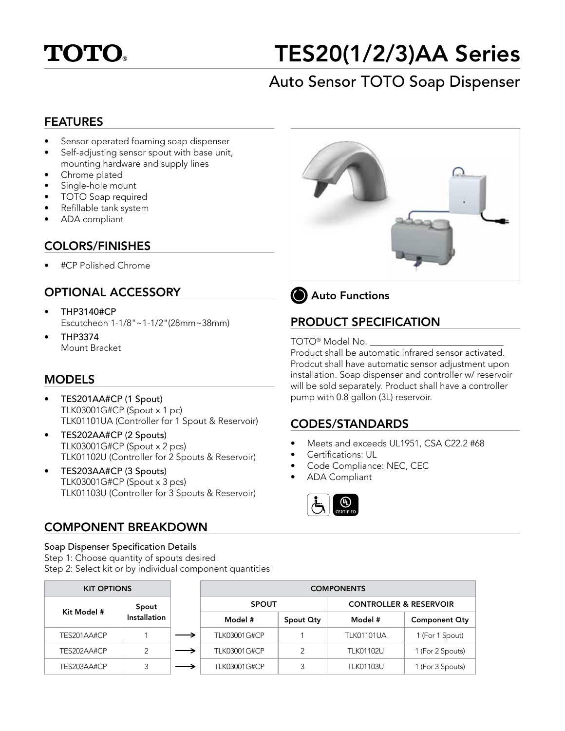# TOTO®

# TES20(1/2/3)AA Series

## Auto Sensor TOTO Soap Dispenser

## FEATURES

- Sensor operated foaming soap dispenser
- Self-adjusting sensor spout with base unit, mounting hardware and supply lines
- Chrome plated
- Single-hole mount
- TOTO Soap required
- Refillable tank system
- ADA compliant

## COLORS/FINISHES

- #CP Polished Chrome

## OPTIONAL ACCESSORY

- **THP3140#CP**
  Escutcheon 1-1/8"~1-1/2"(28mm~38mm)
- **THP3374**
  Mount Bracket

## MODELS

- **TES201AA#CP (1 Spout)**
  TLK03001G#CP (Spout x 1 pc)
  TLK01101UA (Controller for 1 Spout & Reservoir)
- **TES202AA#CP (2 Spouts)**
  TLK03001G#CP (Spout x 2 pcs)
  TLK01102U (Controller for 2 Spouts & Reservoir)
- **TES203AA#CP (3 Spouts)**
  TLK03001G#CP (Spout x 3 pcs)
  TLK01103U (Controller for 3 Spouts & Reservoir)

**Auto Functions**

## PRODUCT SPECIFICATION

TOTO® Model No. ______________________________
Product shall be automatic infrared sensor activated. Prodcut shall have automatic sensor adjustment upon installation. Soap dispenser and controller w/ reservoir will be sold separately. Product shall have a controller pump with 0.8 gallon (3L) reservoir.

## CODES/STANDARDS

- Meets and exceeds UL1951, CSA C22.2 #68
- Certifications: UL
- Code Compliance: NEC, CEC
- ADA Compliant

## COMPONENT BREAKDOWN

**Soap Dispenser Specification Details**
Step 1: Choose quantity of spouts desired
Step 2: Select kit or by individual component quantities

| KIT OPTIONS | | | COMPONENTS | | | |
|---|---|---|---|---|---|---|
| Kit Model # | Spout Installation | | SPOUT | | CONTROLLER & RESERVOIR | |
| | | | Model # | Spout Qty | Model # | Component Qty |
| TES201AA#CP | 1 | → | TLK03001G#CP | 1 | TLK01101UA | 1 (For 1 Spout) |
| TES202AA#CP | 2 | → | TLK03001G#CP | 2 | TLK01102U | 1 (For 2 Spouts) |
| TES203AA#CP | 3 | → | TLK03001G#CP | 3 | TLK01103U | 1 (For 3 Spouts) |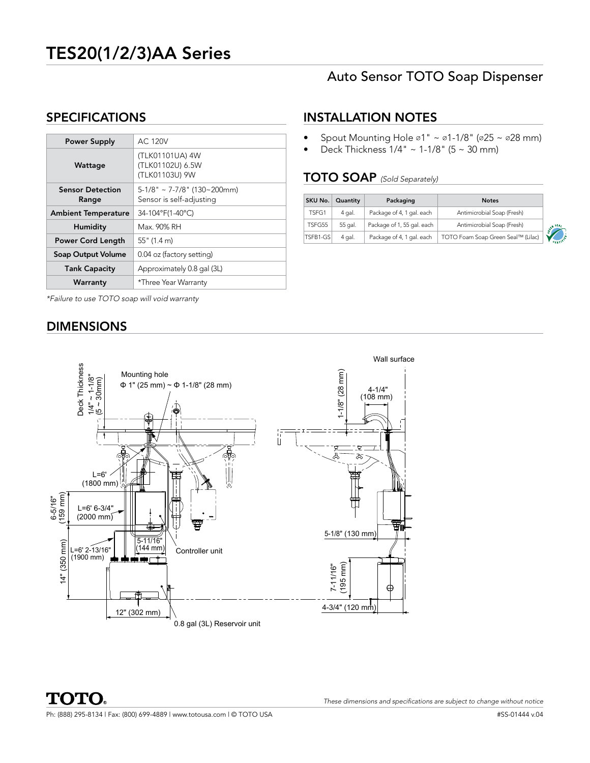# TES20(1/2/3)AA Series

## Auto Sensor TOTO Soap Dispenser

## SPECIFICATIONS

| | |
|---|---|
| **Power Supply** | AC 120V |
| **Wattage** | (TLK01101UA) 4W<br>(TLK01102U) 6.5W<br>(TLK01103U) 9W |
| **Sensor Detection Range** | 5-1/8" ~ 7-7/8" (130~200mm)<br>Sensor is self-adjusting |
| **Ambient Temperature** | 34-104°F(1-40°C) |
| **Humidity** | Max. 90% RH |
| **Power Cord Length** | 55" (1.4 m) |
| **Soap Output Volume** | 0.04 oz (factory setting) |
| **Tank Capacity** | Approximately 0.8 gal (3L) |
| **Warranty** | *Three Year Warranty |

*\*Failure to use TOTO soap will void warranty*

## INSTALLATION NOTES

- Spout Mounting Hole ⌀1" ~ ⌀1-1/8" (⌀25 ~ ⌀28 mm)
- Deck Thickness 1/4" ~ 1-1/8" (5 ~ 30 mm)

## TOTO SOAP *(Sold Separately)*

| SKU No. | Quantity | Packaging | Notes |
|---|---|---|---|
| TSFG1 | 4 gal. | Package of 4, 1 gal. each | Antimicrobial Soap (Fresh) |
| TSFG55 | 55 gal. | Package of 1, 55 gal. each | Antimicrobial Soap (Fresh) |
| TSFB1-GS | 4 gal. | Package of 4, 1 gal. each | TOTO Foam Soap Green Seal™ (Lilac) |

## DIMENSIONS

Deck Thickness 1/4" ~ 1-1/8" (5 ~ 30mm)
Mounting hole Φ 1" (25 mm) ~ Φ 1-1/8" (28 mm)
L=6' (1800 mm)
6-5/16" (159 mm)
L=6' 6-3/4" (2000 mm)
5-11/16" (144 mm)
L=6' 2-13/16" (1900 mm)
14" (350 mm)
Controller unit
12" (302 mm)
0.8 gal (3L) Reservoir unit
Wall surface
1-1/8" (28 mm)
4-1/4" (108 mm)
5-1/8" (130 mm)
7-11/16" (195 mm)
4-3/4" (120 mm)

*These dimensions and specifications are subject to change without notice*

Ph: (888) 295-8134 | Fax: (800) 699-4889 | www.totousa.com | © TOTO USA

#SS-01444 v.04